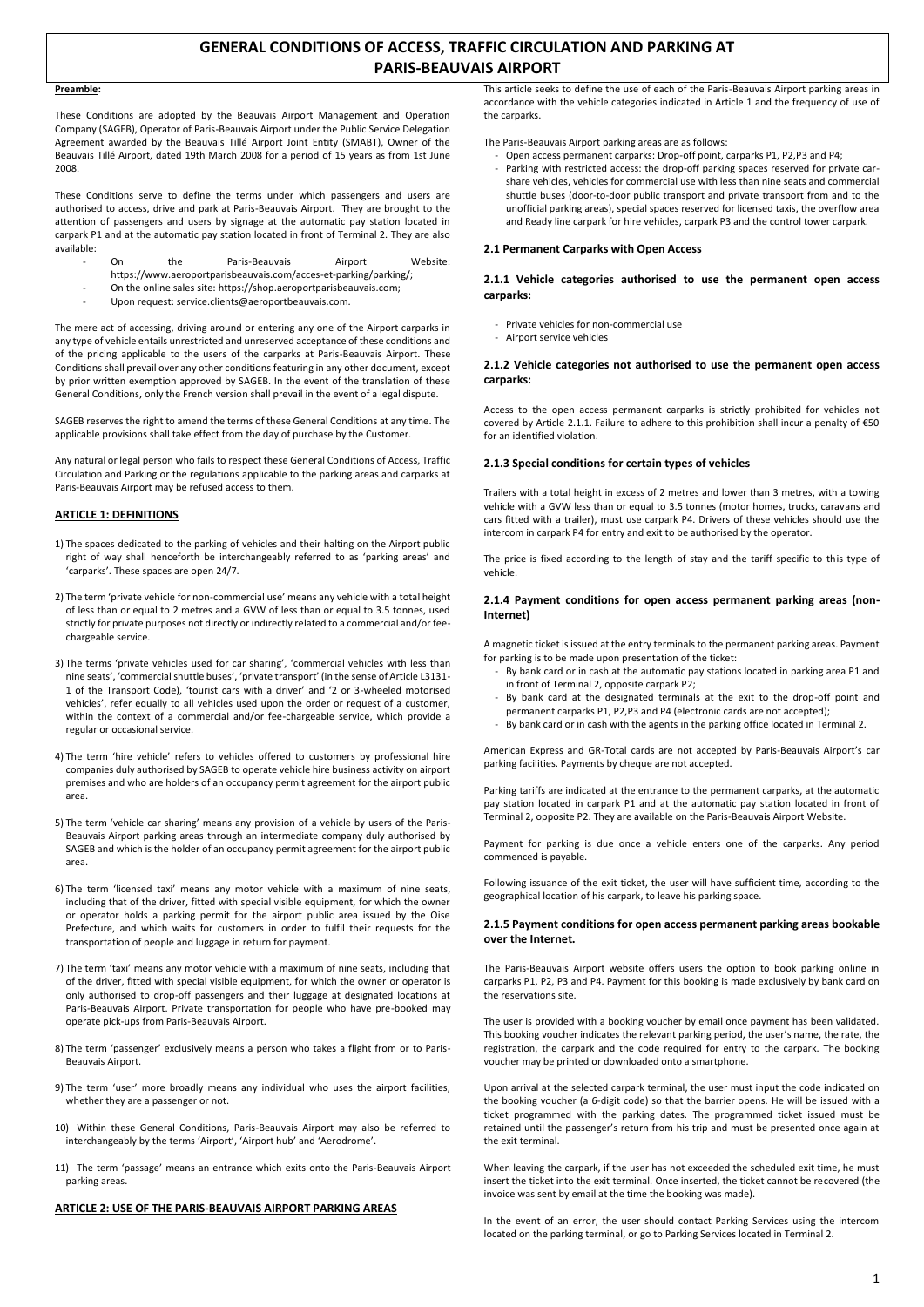# GENERAL CONDITIONS OF ACCESS, TRAFFIC CIRCULATION AND PARKING AT PARIS-BEAUVAIS AIRPORT

**Preamble:**

These Conditions are adopted by the Beauvais Airport Management and Operation Company (SAGEB), Operator of Paris-Beauvais Airport under the Public Service Delegation Agreement awarded by the Beauvais Tillé Airport Joint Entity (SMABT), Owner of the Beauvais Tillé Airport, dated 19th March 2008 for a period of 15 years as from 1st June 2008.

These Conditions serve to define the terms under which passengers and users are authorised to access, drive and park at Paris-Beauvais Airport. They are brought to the attention of passengers and users by signage at the automatic pay station located in carpark P1 and at the automatic pay station located in front of Terminal 2. They are also available:

- On the Paris-Beauvais Airport Website: https://www.aeroportparisbeauvais.com/acces-et-parking/parking/;
- On the online sales site: https://shop.aeroportparisbeauvais.com;
- Upon request: service.clients@aeroportbeauvais.com.

The mere act of accessing, driving around or entering any one of the Airport carparks in any type of vehicle entails unrestricted and unreserved acceptance of these conditions and of the pricing applicable to the users of the carparks at Paris-Beauvais Airport. These Conditions shall prevail over any other conditions featuring in any other document, except by prior written exemption approved by SAGEB. In the event of the translation of these General Conditions, only the French version shall prevail in the event of a legal dispute.

SAGEB reserves the right to amend the terms of these General Conditions at any time. The applicable provisions shall take effect from the day of purchase by the Customer.

Any natural or legal person who fails to respect these General Conditions of Access, Traffic Circulation and Parking or the regulations applicable to the parking areas and carparks at Paris-Beauvais Airport may be refused access to them.

## ARTICLE 1: DEFINITIONS

1) The spaces dedicated to the parking of vehicles and their halting on the Airport public right of way shall henceforth be interchangeably referred to as 'parking areas' and 'carparks'. These spaces are open 24/7.
2) The term 'private vehicle for non-commercial use' means any vehicle with a total height of less than or equal to 2 metres and a GVW of less than or equal to 3.5 tonnes, used strictly for private purposes not directly or indirectly related to a commercial and/or fee-chargeable service.
3) The terms 'private vehicles used for car sharing', 'commercial vehicles with less than nine seats', 'commercial shuttle buses', 'private transport' (in the sense of Article L3131-1 of the Transport Code), 'tourist cars with a driver' and '2 or 3-wheeled motorised vehicles', refer equally to all vehicles used upon the order or request of a customer, within the context of a commercial and/or fee-chargeable service, which provide a regular or occasional service.
4) The term 'hire vehicle' refers to vehicles offered to customers by professional hire companies duly authorised by SAGEB to operate vehicle hire business activity on airport premises and who are holders of an occupancy permit agreement for the airport public area.
5) The term 'vehicle car sharing' means any provision of a vehicle by users of the Paris-Beauvais Airport parking areas through an intermediate company duly authorised by SAGEB and which is the holder of an occupancy permit agreement for the airport public area.
6) The term 'licensed taxi' means any motor vehicle with a maximum of nine seats, including that of the driver, fitted with special visible equipment, for which the owner or operator holds a parking permit for the airport public area issued by the Oise Prefecture, and which waits for customers in order to fulfil their requests for the transportation of people and luggage in return for payment.
7) The term 'taxi' means any motor vehicle with a maximum of nine seats, including that of the driver, fitted with special visible equipment, for which the owner or operator is only authorised to drop-off passengers and their luggage at designated locations at Paris-Beauvais Airport. Private transportation for people who have pre-booked may operate pick-ups from Paris-Beauvais Airport.
8) The term 'passenger' exclusively means a person who takes a flight from or to Paris-Beauvais Airport.
9) The term 'user' more broadly means any individual who uses the airport facilities, whether they are a passenger or not.
10) Within these General Conditions, Paris-Beauvais Airport may also be referred to interchangeably by the terms 'Airport', 'Airport hub' and 'Aerodrome'.
11) The term 'passage' means an entrance which exits onto the Paris-Beauvais Airport parking areas.

## ARTICLE 2: USE OF THE PARIS-BEAUVAIS AIRPORT PARKING AREAS

This article seeks to define the use of each of the Paris-Beauvais Airport parking areas in accordance with the vehicle categories indicated in Article 1 and the frequency of use of the carparks.

The Paris-Beauvais Airport parking areas are as follows:

- Open access permanent carparks: Drop-off point, carparks P1, P2,P3 and P4;
- Parking with restricted access: the drop-off parking spaces reserved for private car-share vehicles, vehicles for commercial use with less than nine seats and commercial shuttle buses (door-to-door public transport and private transport from and to the unofficial parking areas), special spaces reserved for licensed taxis, the overflow area and Ready line carpark for hire vehicles, carpark P3 and the control tower carpark.

### 2.1 Permanent Carparks with Open Access

#### 2.1.1 Vehicle categories authorised to use the permanent open access carparks:

- Private vehicles for non-commercial use
- Airport service vehicles

#### 2.1.2 Vehicle categories not authorised to use the permanent open access carparks:

Access to the open access permanent carparks is strictly prohibited for vehicles not covered by Article 2.1.1. Failure to adhere to this prohibition shall incur a penalty of €50 for an identified violation.

#### 2.1.3 Special conditions for certain types of vehicles

Trailers with a total height in excess of 2 metres and lower than 3 metres, with a towing vehicle with a GVW less than or equal to 3.5 tonnes (motor homes, trucks, caravans and cars fitted with a trailer), must use carpark P4. Drivers of these vehicles should use the intercom in carpark P4 for entry and exit to be authorised by the operator.

The price is fixed according to the length of stay and the tariff specific to this type of vehicle.

#### 2.1.4 Payment conditions for open access permanent parking areas (non-Internet)

A magnetic ticket is issued at the entry terminals to the permanent parking areas. Payment for parking is to be made upon presentation of the ticket:

- By bank card or in cash at the automatic pay stations located in parking area P1 and in front of Terminal 2, opposite carpark P2;
- By bank card at the designated terminals at the exit to the drop-off point and permanent carparks P1, P2,P3 and P4 (electronic cards are not accepted);
- By bank card or in cash with the agents in the parking office located in Terminal 2.

American Express and GR-Total cards are not accepted by Paris-Beauvais Airport's car parking facilities. Payments by cheque are not accepted.

Parking tariffs are indicated at the entrance to the permanent carparks, at the automatic pay station located in carpark P1 and at the automatic pay station located in front of Terminal 2, opposite P2. They are available on the Paris-Beauvais Airport Website.

Payment for parking is due once a vehicle enters one of the carparks. Any period commenced is payable.

Following issuance of the exit ticket, the user will have sufficient time, according to the geographical location of his carpark, to leave his parking space.

#### 2.1.5 Payment conditions for open access permanent parking areas bookable over the Internet.

The Paris-Beauvais Airport website offers users the option to book parking online in carparks P1, P2, P3 and P4. Payment for this booking is made exclusively by bank card on the reservations site.

The user is provided with a booking voucher by email once payment has been validated. This booking voucher indicates the relevant parking period, the user's name, the rate, the registration, the carpark and the code required for entry to the carpark. The booking voucher may be printed or downloaded onto a smartphone.

Upon arrival at the selected carpark terminal, the user must input the code indicated on the booking voucher (a 6-digit code) so that the barrier opens. He will be issued with a ticket programmed with the parking dates. The programmed ticket issued must be retained until the passenger's return from his trip and must be presented once again at the exit terminal.

When leaving the carpark, if the user has not exceeded the scheduled exit time, he must insert the ticket into the exit terminal. Once inserted, the ticket cannot be recovered (the invoice was sent by email at the time the booking was made).

In the event of an error, the user should contact Parking Services using the intercom located on the parking terminal, or go to Parking Services located in Terminal 2.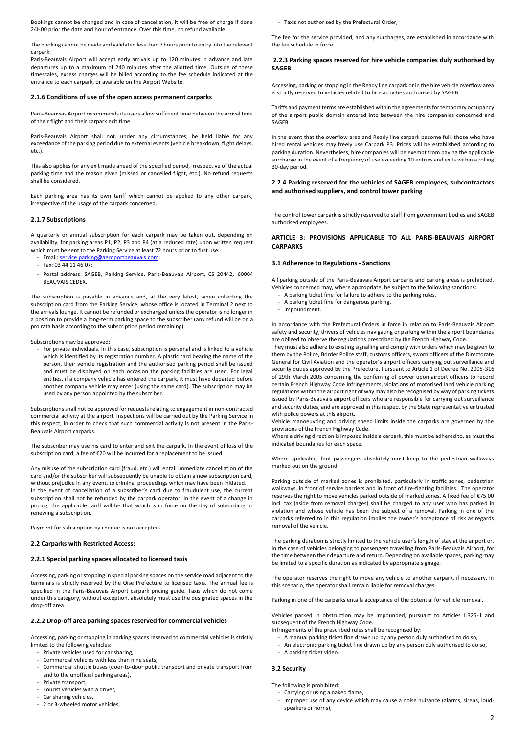Bookings cannot be changed and in case of cancellation, it will be free of charge if done 24H00 prior the date and hour of entrance. Over this time, no refund available.

The booking cannot be made and validated less than 7 hours prior to entry into the relevant carpark.
Paris-Beauvais Airport will accept early arrivals up to 120 minutes in advance and late departures up to a maximum of 240 minutes after the allotted time. Outside of these timescales, excess charges will be billed according to the fee schedule indicated at the entrance to each carpark, or available on the Airport Website.

### 2.1.6 Conditions of use of the open access permanent carparks

Paris-Beauvais Airport recommends its users allow sufficient time between the arrival time of their flight and their carpark exit time.

Paris-Beauvais Airport shall not, under any circumstances, be held liable for any exceedance of the parking period due to external events (vehicle breakdown, flight delays, etc.).

This also applies for any exit made ahead of the specified period, irrespective of the actual parking time and the reason given (missed or cancelled flight, etc.). No refund requests shall be considered.

Each parking area has its own tariff which cannot be applied to any other carpark, irrespective of the usage of the carpark concerned.

### 2.1.7 Subscriptions

A quarterly or annual subscription for each carpark may be taken out, depending on availability, for parking areas P1, P2, P3 and P4 (at a reduced rate) upon written request which must be sent to the Parking Service at least 72 hours prior to first use:

- Email: service.parking@aeroportbeauvais.com;
- Fax: 03 44 11 46 07;
- Postal address: SAGEB, Parking Service, Paris-Beauvais Airport, CS 20442, 60004 BEAUVAIS CEDEX.

The subscription is payable in advance and, at the very latest, when collecting the subscription card from the Parking Service, whose office is located in Terminal 2 next to the arrivals lounge. It cannot be refunded or exchanged unless the operator is no longer in a position to provide a long-term parking space to the subscriber (any refund will be on a pro rata basis according to the subscription period remaining).

Subscriptions may be approved:

- For private individuals. In this case, subscription is personal and is linked to a vehicle which is identified by its registration number. A plastic card bearing the name of the person, their vehicle registration and the authorised parking period shall be issued and must be displayed on each occasion the parking facilities are used. For legal entities, if a company vehicle has entered the carpark, it must have departed before another company vehicle may enter (using the same card). The subscription may be used by any person appointed by the subscriber.

Subscriptions shall not be approved for requests relating to engagement in non-contracted commercial activity at the airport. Inspections will be carried out by the Parking Service in this respect, in order to check that such commercial activity is not present in the Paris-Beauvais Airport carparks.

The subscriber may use his card to enter and exit the carpark. In the event of loss of the subscription card, a fee of €20 will be incurred for a replacement to be issued.

Any misuse of the subscription card (fraud, etc.) will entail immediate cancellation of the card and/or the subscriber will subsequently be unable to obtain a new subscription card, without prejudice in any event, to criminal proceedings which may have been initiated.
In the event of cancellation of a subscriber's card due to fraudulent use, the current subscription shall not be refunded by the carpark operator. In the event of a change in pricing, the applicable tariff will be that which is in force on the day of subscribing or renewing a subscription.

Payment for subscription by cheque is not accepted.

### 2.2 Carparks with Restricted Access:

### 2.2.1 Special parking spaces allocated to licensed taxis

Accessing, parking or stopping in special parking spaces on the service road adjacent to the terminals is strictly reserved by the Oise Prefecture to licensed taxis. The annual fee is specified in the Paris-Beauvais Airport carpark pricing guide. Taxis which do not come under this category, without exception, absolutely must use the designated spaces in the drop-off area.

### 2.2.2 Drop-off area parking spaces reserved for commercial vehicles

Accessing, parking or stopping in parking spaces reserved to commercial vehicles is strictly limited to the following vehicles:

- Private vehicles used for car sharing,
- Commercial vehicles with less than nine seats,
- Commercial shuttle buses (door-to-door public transport and private transport from and to the unofficial parking areas),
- Private transport,
- Tourist vehicles with a driver,
- Car sharing vehicles,
- 2 or 3-wheeled motor vehicles,
- Taxis not authorised by the Prefectural Order,

The fee for the service provided, and any surcharges, are established in accordance with the fee schedule in force.

### 2.2.3 Parking spaces reserved for hire vehicle companies duly authorised by SAGEB

Accessing, parking or stopping in the Ready line carpark or in the hire vehicle overflow area is strictly reserved to vehicles related to hire activities authorised by SAGEB.

Tariffs and payment terms are established within the agreements for temporary occupancy of the airport public domain entered into between the hire companies concerned and SAGEB.

In the event that the overflow area and Ready line carpark become full, those who have hired rental vehicles may freely use Carpark P3. Prices will be established according to parking duration. Nevertheless, hire companies will be exempt from paying the applicable surcharge in the event of a frequency of use exceeding 10 entries and exits within a rolling 30-day period.

### 2.2.4 Parking reserved for the vehicles of SAGEB employees, subcontractors and authorised suppliers, and control tower parking

The control tower carpark is strictly reserved to staff from government bodies and SAGEB authorised employees.

## ARTICLE 3: PROVISIONS APPLICABLE TO ALL PARIS-BEAUVAIS AIRPORT CARPARKS

### 3.1 Adherence to Regulations - Sanctions

All parking outside of the Paris-Beauvais Airport carparks and parking areas is prohibited. Vehicles concerned may, where appropriate, be subject to the following sanctions:

- A parking ticket fine for failure to adhere to the parking rules,
- A parking ticket fine for dangerous parking,
- Impoundment.

In accordance with the Prefectural Orders in force in relation to Paris-Beauvais Airport safety and security, drivers of vehicles navigating or parking within the airport boundaries are obliged to observe the regulations prescribed by the French Highway Code.
They must also adhere to existing signalling and comply with orders which may be given to them by the Police, Border Police staff, customs officers, sworn officers of the Directorate General for Civil Aviation and the operator's airport officers carrying out surveillance and security duties approved by the Prefecture. Pursuant to Article 1 of Decree No. 2005-316 of 29th March 2005 concerning the conferring of power upon airport officers to record certain French Highway Code infringements, violations of motorised land vehicle parking regulations within the airport right of way may also be recognised by way of parking tickets issued by Paris-Beauvais airport officers who are responsible for carrying out surveillance and security duties, and are approved in this respect by the State representative entrusted with police powers at this airport.
Vehicle manoeuvring and driving speed limits inside the carparks are governed by the provisions of the French Highway Code.
Where a driving direction is imposed inside a carpark, this must be adhered to, as must the indicated boundaries for each space.

Where applicable, foot passengers absolutely must keep to the pedestrian walkways marked out on the ground.

Parking outside of marked zones is prohibited, particularly in traffic zones, pedestrian walkways, in front of service barriers and in front of fire-fighting facilities. The operator reserves the right to move vehicles parked outside of marked zones. A fixed fee of €75.00 incl. tax (aside from removal charges) shall be charged to any user who has parked in violation and whose vehicle has been the subject of a removal. Parking in one of the carparks referred to in this regulation implies the owner's acceptance of risk as regards removal of the vehicle.

The parking duration is strictly limited to the vehicle user's length of stay at the airport or, in the case of vehicles belonging to passengers travelling from Paris-Beauvais Airport, for the time between their departure and return. Depending on available spaces, parking may be limited to a specific duration as indicated by appropriate signage.

The operator reserves the right to move any vehicle to another carpark, if necessary. In this scenario, the operator shall remain liable for removal charges.

Parking in one of the carparks entails acceptance of the potential for vehicle removal.

Vehicles parked in obstruction may be impounded, pursuant to Articles L.325-1 and subsequent of the French Highway Code.
Infringements of the prescribed rules shall be recognised by:

- A manual parking ticket fine drawn up by any person duly authorised to do so,
- An electronic parking ticket fine drawn up by any person duly authorised to do so,
- A parking ticket video.

### 3.2 Security

The following is prohibited:

- Carrying or using a naked flame,
- Improper use of any device which may cause a noise nuisance (alarms, sirens, loud-speakers or horns),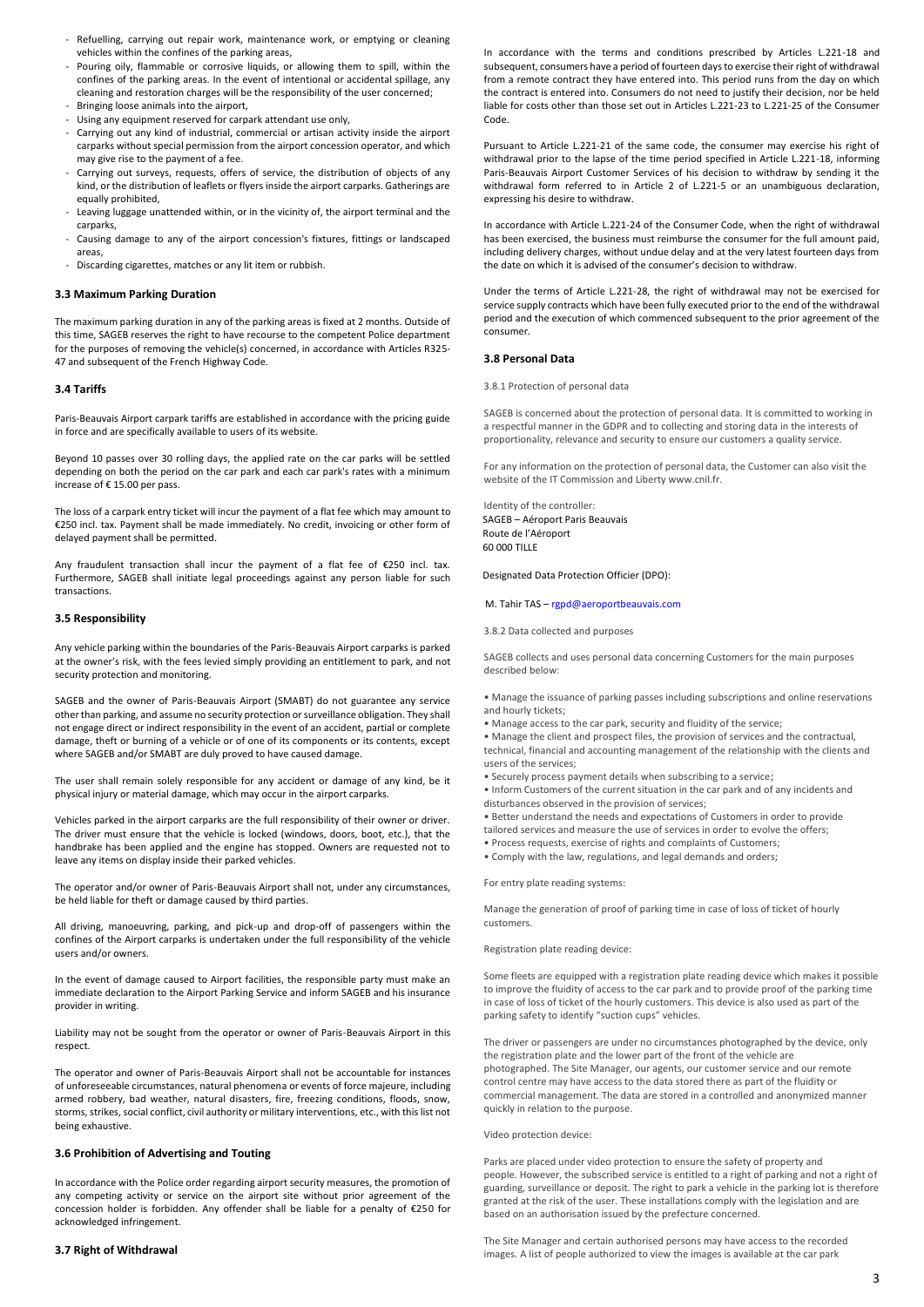- Refuelling, carrying out repair work, maintenance work, or emptying or cleaning vehicles within the confines of the parking areas,
- Pouring oily, flammable or corrosive liquids, or allowing them to spill, within the confines of the parking areas. In the event of intentional or accidental spillage, any cleaning and restoration charges will be the responsibility of the user concerned;
- Bringing loose animals into the airport,
- Using any equipment reserved for carpark attendant use only,
- Carrying out any kind of industrial, commercial or artisan activity inside the airport carparks without special permission from the airport concession operator, and which may give rise to the payment of a fee.
- Carrying out surveys, requests, offers of service, the distribution of objects of any kind, or the distribution of leaflets or flyers inside the airport carparks. Gatherings are equally prohibited,
- Leaving luggage unattended within, or in the vicinity of, the airport terminal and the carparks,
- Causing damage to any of the airport concession's fixtures, fittings or landscaped areas,
- Discarding cigarettes, matches or any lit item or rubbish.

### 3.3 Maximum Parking Duration

The maximum parking duration in any of the parking areas is fixed at 2 months. Outside of this time, SAGEB reserves the right to have recourse to the competent Police department for the purposes of removing the vehicle(s) concerned, in accordance with Articles R325-47 and subsequent of the French Highway Code.

### 3.4 Tariffs

Paris-Beauvais Airport carpark tariffs are established in accordance with the pricing guide in force and are specifically available to users of its website.

Beyond 10 passes over 30 rolling days, the applied rate on the car parks will be settled depending on both the period on the car park and each car park's rates with a minimum increase of € 15.00 per pass.

The loss of a carpark entry ticket will incur the payment of a flat fee which may amount to €250 incl. tax. Payment shall be made immediately. No credit, invoicing or other form of delayed payment shall be permitted.

Any fraudulent transaction shall incur the payment of a flat fee of €250 incl. tax. Furthermore, SAGEB shall initiate legal proceedings against any person liable for such transactions.

### 3.5 Responsibility

Any vehicle parking within the boundaries of the Paris-Beauvais Airport carparks is parked at the owner's risk, with the fees levied simply providing an entitlement to park, and not security protection and monitoring.

SAGEB and the owner of Paris-Beauvais Airport (SMABT) do not guarantee any service other than parking, and assume no security protection or surveillance obligation. They shall not engage direct or indirect responsibility in the event of an accident, partial or complete damage, theft or burning of a vehicle or of one of its components or its contents, except where SAGEB and/or SMABT are duly proved to have caused damage.

The user shall remain solely responsible for any accident or damage of any kind, be it physical injury or material damage, which may occur in the airport carparks.

Vehicles parked in the airport carparks are the full responsibility of their owner or driver. The driver must ensure that the vehicle is locked (windows, doors, boot, etc.), that the handbrake has been applied and the engine has stopped. Owners are requested not to leave any items on display inside their parked vehicles.

The operator and/or owner of Paris-Beauvais Airport shall not, under any circumstances, be held liable for theft or damage caused by third parties.

All driving, manoeuvring, parking, and pick-up and drop-off of passengers within the confines of the Airport carparks is undertaken under the full responsibility of the vehicle users and/or owners.

In the event of damage caused to Airport facilities, the responsible party must make an immediate declaration to the Airport Parking Service and inform SAGEB and his insurance provider in writing.

Liability may not be sought from the operator or owner of Paris-Beauvais Airport in this respect.

The operator and owner of Paris-Beauvais Airport shall not be accountable for instances of unforeseeable circumstances, natural phenomena or events of force majeure, including armed robbery, bad weather, natural disasters, fire, freezing conditions, floods, snow, storms, strikes, social conflict, civil authority or military interventions, etc., with this list not being exhaustive.

### 3.6 Prohibition of Advertising and Touting

In accordance with the Police order regarding airport security measures, the promotion of any competing activity or service on the airport site without prior agreement of the concession holder is forbidden. Any offender shall be liable for a penalty of €250 for acknowledged infringement.

### 3.7 Right of Withdrawal

In accordance with the terms and conditions prescribed by Articles L.221-18 and subsequent, consumers have a period of fourteen days to exercise their right of withdrawal from a remote contract they have entered into. This period runs from the day on which the contract is entered into. Consumers do not need to justify their decision, nor be held liable for costs other than those set out in Articles L.221-23 to L.221-25 of the Consumer Code.

Pursuant to Article L.221-21 of the same code, the consumer may exercise his right of withdrawal prior to the lapse of the time period specified in Article L.221-18, informing Paris-Beauvais Airport Customer Services of his decision to withdraw by sending it the withdrawal form referred to in Article 2 of L.221-5 or an unambiguous declaration, expressing his desire to withdraw.

In accordance with Article L.221-24 of the Consumer Code, when the right of withdrawal has been exercised, the business must reimburse the consumer for the full amount paid, including delivery charges, without undue delay and at the very latest fourteen days from the date on which it is advised of the consumer's decision to withdraw.

Under the terms of Article L.221-28, the right of withdrawal may not be exercised for service supply contracts which have been fully executed prior to the end of the withdrawal period and the execution of which commenced subsequent to the prior agreement of the consumer.

### 3.8 Personal Data

3.8.1 Protection of personal data

SAGEB is concerned about the protection of personal data. It is committed to working in a respectful manner in the GDPR and to collecting and storing data in the interests of proportionality, relevance and security to ensure our customers a quality service.

For any information on the protection of personal data, the Customer can also visit the website of the IT Commission and Liberty www.cnil.fr.

Identity of the controller:
SAGEB – Aéroport Paris Beauvais
Route de l'Aéroport
60 000 TILLE

Designated Data Protection Officier (DPO):

M. Tahir TAS – rgpd@aeroportbeauvais.com

3.8.2 Data collected and purposes

SAGEB collects and uses personal data concerning Customers for the main purposes described below:

- Manage the issuance of parking passes including subscriptions and online reservations and hourly tickets;
- Manage access to the car park, security and fluidity of the service;
- Manage the client and prospect files, the provision of services and the contractual, technical, financial and accounting management of the relationship with the clients and users of the services;
- Securely process payment details when subscribing to a service;
- Inform Customers of the current situation in the car park and of any incidents and disturbances observed in the provision of services;
- Better understand the needs and expectations of Customers in order to provide tailored services and measure the use of services in order to evolve the offers;
- Process requests, exercise of rights and complaints of Customers;
- Comply with the law, regulations, and legal demands and orders;

For entry plate reading systems:

Manage the generation of proof of parking time in case of loss of ticket of hourly customers.

Registration plate reading device:

Some fleets are equipped with a registration plate reading device which makes it possible to improve the fluidity of access to the car park and to provide proof of the parking time in case of loss of ticket of the hourly customers. This device is also used as part of the parking safety to identify "suction cups" vehicles.

The driver or passengers are under no circumstances photographed by the device, only the registration plate and the lower part of the front of the vehicle are photographed. The Site Manager, our agents, our customer service and our remote control centre may have access to the data stored there as part of the fluidity or commercial management. The data are stored in a controlled and anonymized manner quickly in relation to the purpose.

Video protection device:

Parks are placed under video protection to ensure the safety of property and people. However, the subscribed service is entitled to a right of parking and not a right of guarding, surveillance or deposit. The right to park a vehicle in the parking lot is therefore granted at the risk of the user. These installations comply with the legislation and are based on an authorisation issued by the prefecture concerned.

The Site Manager and certain authorised persons may have access to the recorded images. A list of people authorized to view the images is available at the car park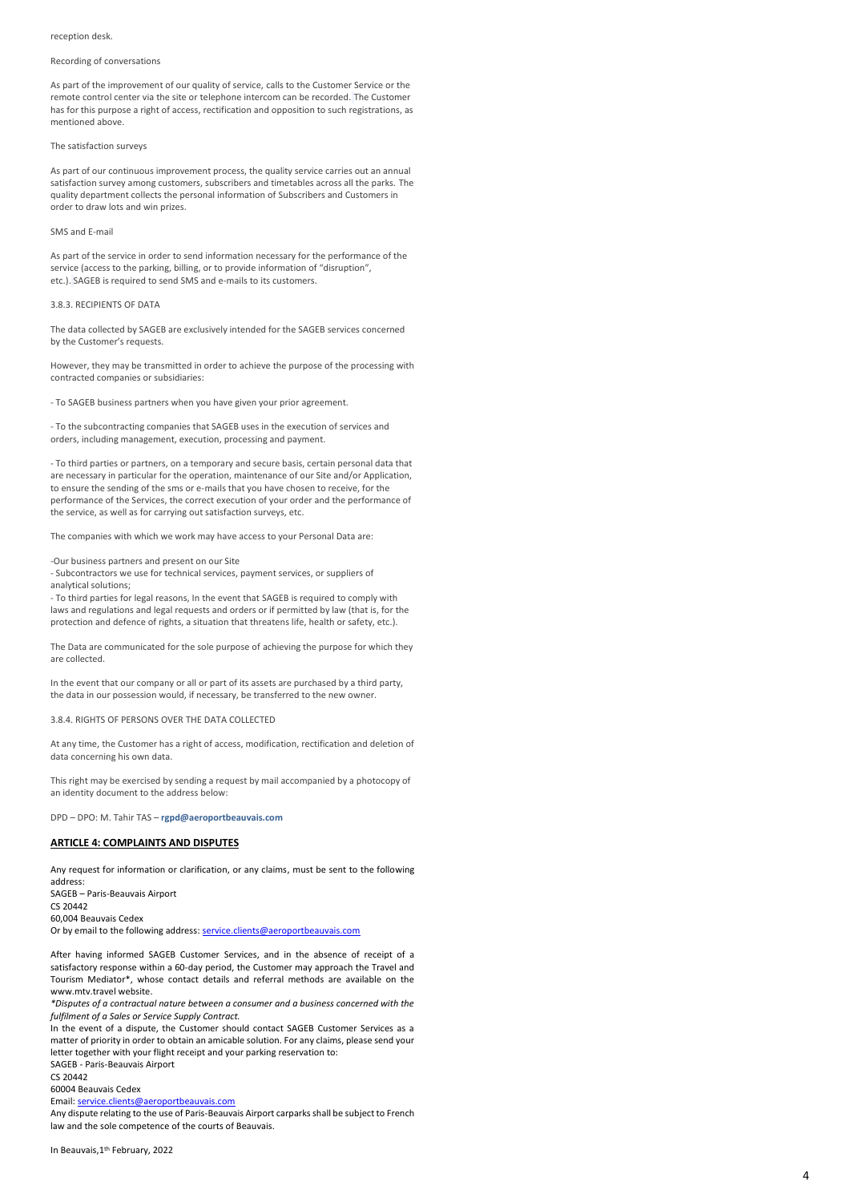reception desk.

Recording of conversations

As part of the improvement of our quality of service, calls to the Customer Service or the remote control center via the site or telephone intercom can be recorded. The Customer has for this purpose a right of access, rectification and opposition to such registrations, as mentioned above.

The satisfaction surveys

As part of our continuous improvement process, the quality service carries out an annual satisfaction survey among customers, subscribers and timetables across all the parks. The quality department collects the personal information of Subscribers and Customers in order to draw lots and win prizes.

SMS and E-mail

As part of the service in order to send information necessary for the performance of the service (access to the parking, billing, or to provide information of "disruption", etc.). SAGEB is required to send SMS and e-mails to its customers.

3.8.3. RECIPIENTS OF DATA

The data collected by SAGEB are exclusively intended for the SAGEB services concerned by the Customer's requests.

However, they may be transmitted in order to achieve the purpose of the processing with contracted companies or subsidiaries:

- To SAGEB business partners when you have given your prior agreement.

- To the subcontracting companies that SAGEB uses in the execution of services and orders, including management, execution, processing and payment.

- To third parties or partners, on a temporary and secure basis, certain personal data that are necessary in particular for the operation, maintenance of our Site and/or Application, to ensure the sending of the sms or e-mails that you have chosen to receive, for the performance of the Services, the correct execution of your order and the performance of the service, as well as for carrying out satisfaction surveys, etc.

The companies with which we work may have access to your Personal Data are:

-Our business partners and present on our Site
- Subcontractors we use for technical services, payment services, or suppliers of analytical solutions;
- To third parties for legal reasons, In the event that SAGEB is required to comply with laws and regulations and legal requests and orders or if permitted by law (that is, for the protection and defence of rights, a situation that threatens life, health or safety, etc.).

The Data are communicated for the sole purpose of achieving the purpose for which they are collected.

In the event that our company or all or part of its assets are purchased by a third party, the data in our possession would, if necessary, be transferred to the new owner.

3.8.4. RIGHTS OF PERSONS OVER THE DATA COLLECTED

At any time, the Customer has a right of access, modification, rectification and deletion of data concerning his own data.

This right may be exercised by sending a request by mail accompanied by a photocopy of an identity document to the address below:

DPD – DPO: M. Tahir TAS – **rgpd@aeroportbeauvais.com**

## ARTICLE 4: COMPLAINTS AND DISPUTES

Any request for information or clarification, or any claims, must be sent to the following address:
SAGEB – Paris-Beauvais Airport
CS 20442
60,004 Beauvais Cedex
Or by email to the following address: service.clients@aeroportbeauvais.com

After having informed SAGEB Customer Services, and in the absence of receipt of a satisfactory response within a 60-day period, the Customer may approach the Travel and Tourism Mediator*, whose contact details and referral methods are available on the www.mtv.travel website.
*\*Disputes of a contractual nature between a consumer and a business concerned with the fulfilment of a Sales or Service Supply Contract.*
In the event of a dispute, the Customer should contact SAGEB Customer Services as a matter of priority in order to obtain an amicable solution. For any claims, please send your letter together with your flight receipt and your parking reservation to:
SAGEB - Paris-Beauvais Airport
CS 20442
60004 Beauvais Cedex
Email: service.clients@aeroportbeauvais.com
Any dispute relating to the use of Paris-Beauvais Airport carparks shall be subject to French law and the sole competence of the courts of Beauvais.

In Beauvais,1th February, 2022